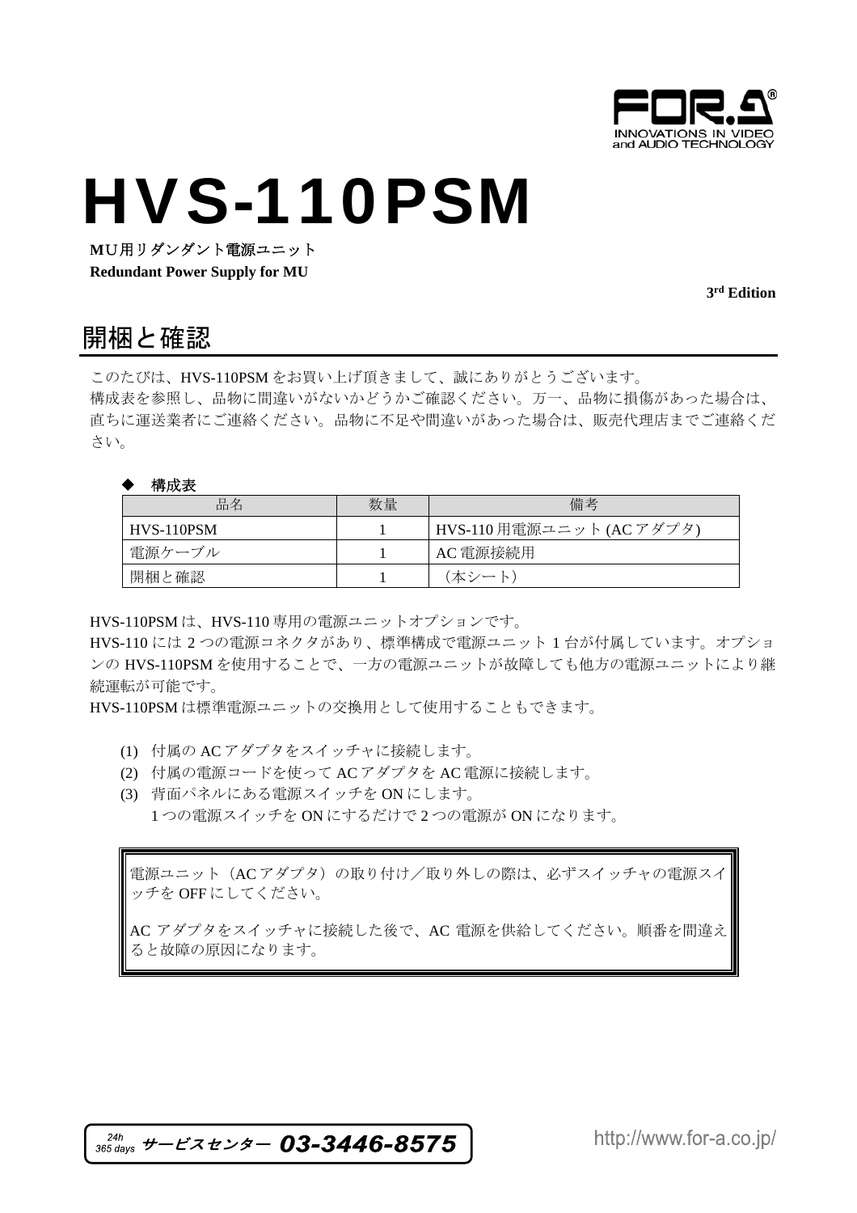# HVS-110PSM

**MU用リダンダント電源ユニット**
**Redundant Power Supply for MU**

**3rd Edition**

## 開梱と確認

このたびは、HVS-110PSM をお買い上げ頂きまして、誠にありがとうございます。
構成表を参照し、品物に間違いがないかどうかご確認ください。万一、品物に損傷があった場合は、直ちに運送業者にご連絡ください。品物に不足や間違いがあった場合は、販売代理店までご連絡ください。

◆ **構成表**

| 品名 | 数量 | 備考 |
|---|---|---|
| HVS-110PSM | 1 | HVS-110 用電源ユニット (AC アダプタ) |
| 電源ケーブル | 1 | AC 電源接続用 |
| 開梱と確認 | 1 | （本シート） |

HVS-110PSM は、HVS-110 専用の電源ユニットオプションです。
HVS-110 には 2 つの電源コネクタがあり、標準構成で電源ユニット 1 台が付属しています。オプションの HVS-110PSM を使用することで、一方の電源ユニットが故障しても他方の電源ユニットにより継続運転が可能です。
HVS-110PSM は標準電源ユニットの交換用として使用することもできます。

(1) 付属の AC アダプタをスイッチャに接続します。
(2) 付属の電源コードを使って AC アダプタを AC 電源に接続します。
(3) 背面パネルにある電源スイッチを ON にします。
1 つの電源スイッチを ON にするだけで 2 つの電源が ON になります。

> 電源ユニット（AC アダプタ）の取り付け／取り外しの際は、必ずスイッチャの電源スイッチを OFF にしてください。
>
> AC アダプタをスイッチャに接続した後で、AC 電源を供給してください。順番を間違えると故障の原因になります。

24h 365 days サービスセンター 03-3446-8575

http://www.for-a.co.jp/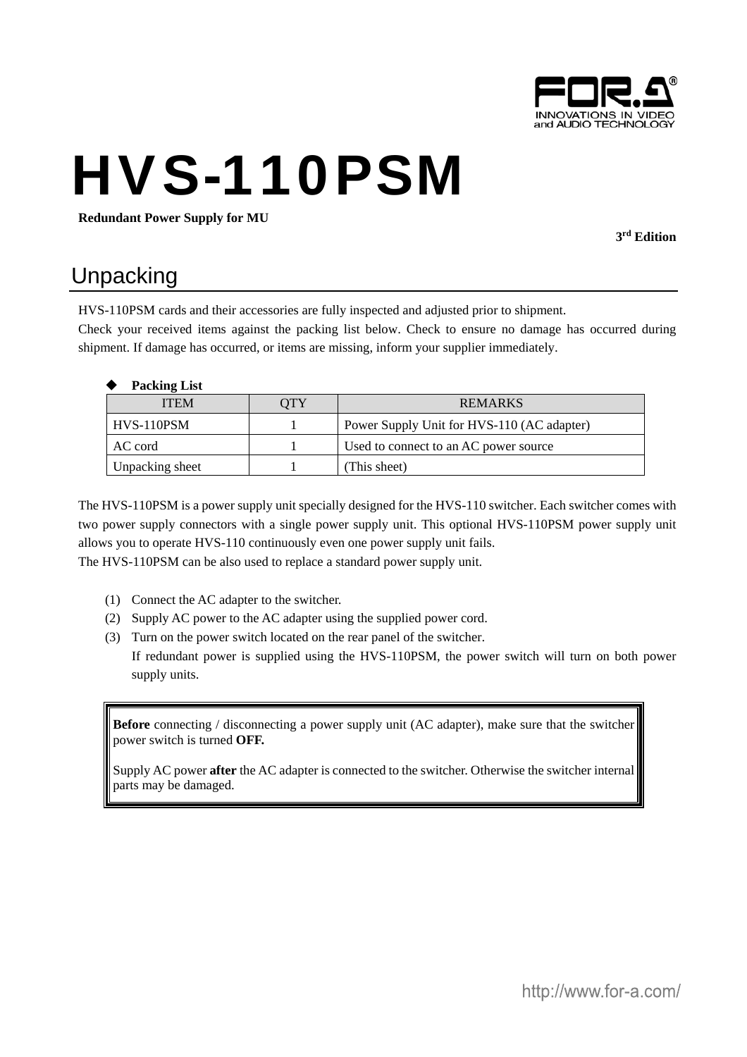# HVS-110PSM

**Redundant Power Supply for MU**

**3rd Edition**

## Unpacking

HVS-110PSM cards and their accessories are fully inspected and adjusted prior to shipment.
Check your received items against the packing list below. Check to ensure no damage has occurred during shipment. If damage has occurred, or items are missing, inform your supplier immediately.

◆ **Packing List**

| ITEM | QTY | REMARKS |
|---|---|---|
| HVS-110PSM | 1 | Power Supply Unit for HVS-110 (AC adapter) |
| AC cord | 1 | Used to connect to an AC power source |
| Unpacking sheet | 1 | (This sheet) |

The HVS-110PSM is a power supply unit specially designed for the HVS-110 switcher. Each switcher comes with two power supply connectors with a single power supply unit. This optional HVS-110PSM power supply unit allows you to operate HVS-110 continuously even one power supply unit fails.
The HVS-110PSM can be also used to replace a standard power supply unit.

(1) Connect the AC adapter to the switcher.
(2) Supply AC power to the AC adapter using the supplied power cord.
(3) Turn on the power switch located on the rear panel of the switcher.
If redundant power is supplied using the HVS-110PSM, the power switch will turn on both power supply units.

**Before** connecting / disconnecting a power supply unit (AC adapter), make sure that the switcher power switch is turned **OFF.**

Supply AC power **after** the AC adapter is connected to the switcher. Otherwise the switcher internal parts may be damaged.

http://www.for-a.com/